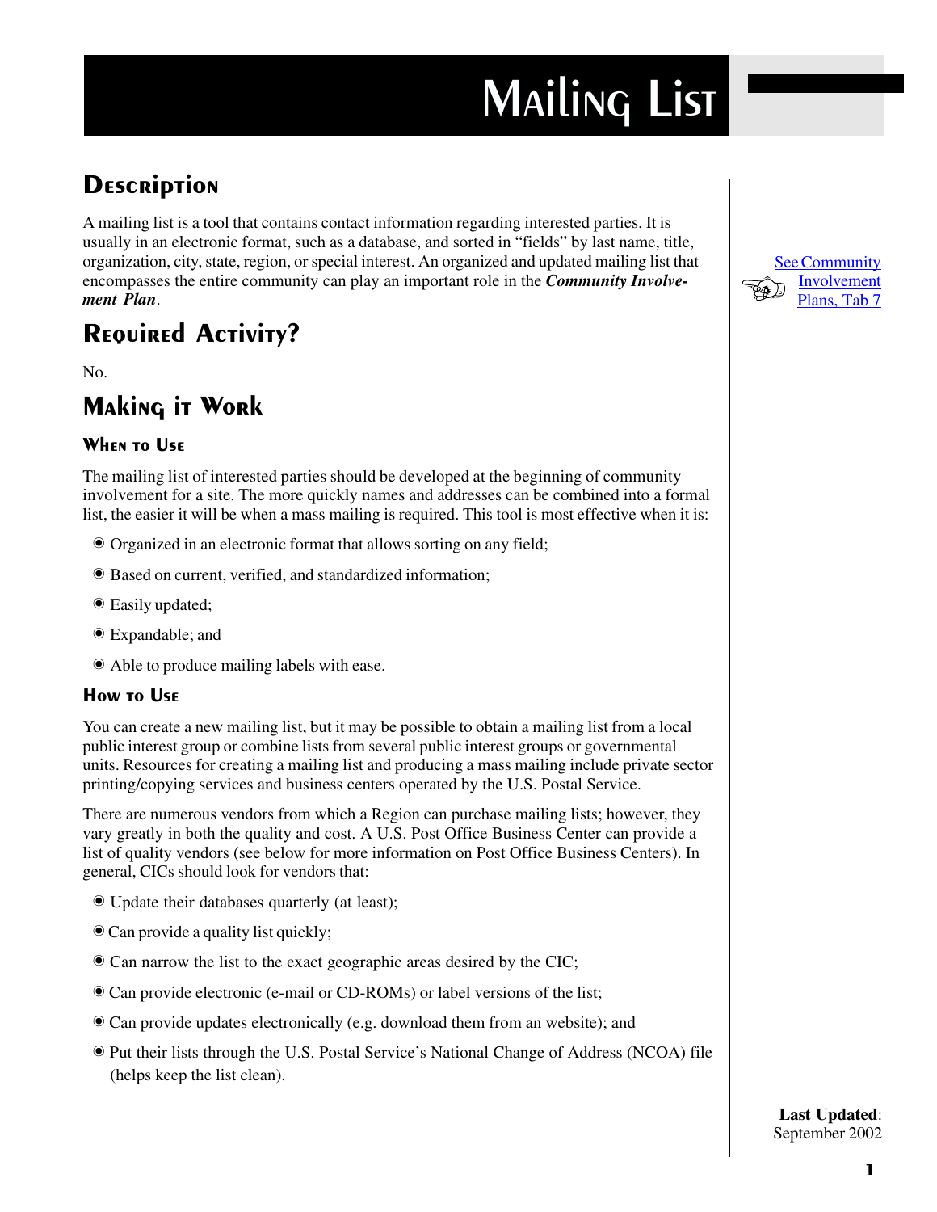# Mailing List

## Description

A mailing list is a tool that contains contact information regarding interested parties. It is usually in an electronic format, such as a database, and sorted in "fields" by last name, title, organization, city, state, region, or special interest. An organized and updated mailing list that encompasses the entire community can play an important role in the ***Community Involvement Plan***.

See Community Involvement Plans, Tab 7

## Required Activity?

No.

## Making it Work

### When to Use

The mailing list of interested parties should be developed at the beginning of community involvement for a site. The more quickly names and addresses can be combined into a formal list, the easier it will be when a mass mailing is required. This tool is most effective when it is:

- Organized in an electronic format that allows sorting on any field;
- Based on current, verified, and standardized information;
- Easily updated;
- Expandable; and
- Able to produce mailing labels with ease.

### How to Use

You can create a new mailing list, but it may be possible to obtain a mailing list from a local public interest group or combine lists from several public interest groups or governmental units. Resources for creating a mailing list and producing a mass mailing include private sector printing/copying services and business centers operated by the U.S. Postal Service.

There are numerous vendors from which a Region can purchase mailing lists; however, they vary greatly in both the quality and cost. A U.S. Post Office Business Center can provide a list of quality vendors (see below for more information on Post Office Business Centers). In general, CICs should look for vendors that:

- Update their databases quarterly (at least);
- Can provide a quality list quickly;
- Can narrow the list to the exact geographic areas desired by the CIC;
- Can provide electronic (e-mail or CD-ROMs) or label versions of the list;
- Can provide updates electronically (e.g. download them from an website); and
- Put their lists through the U.S. Postal Service's National Change of Address (NCOA) file (helps keep the list clean).

**Last Updated**: September 2002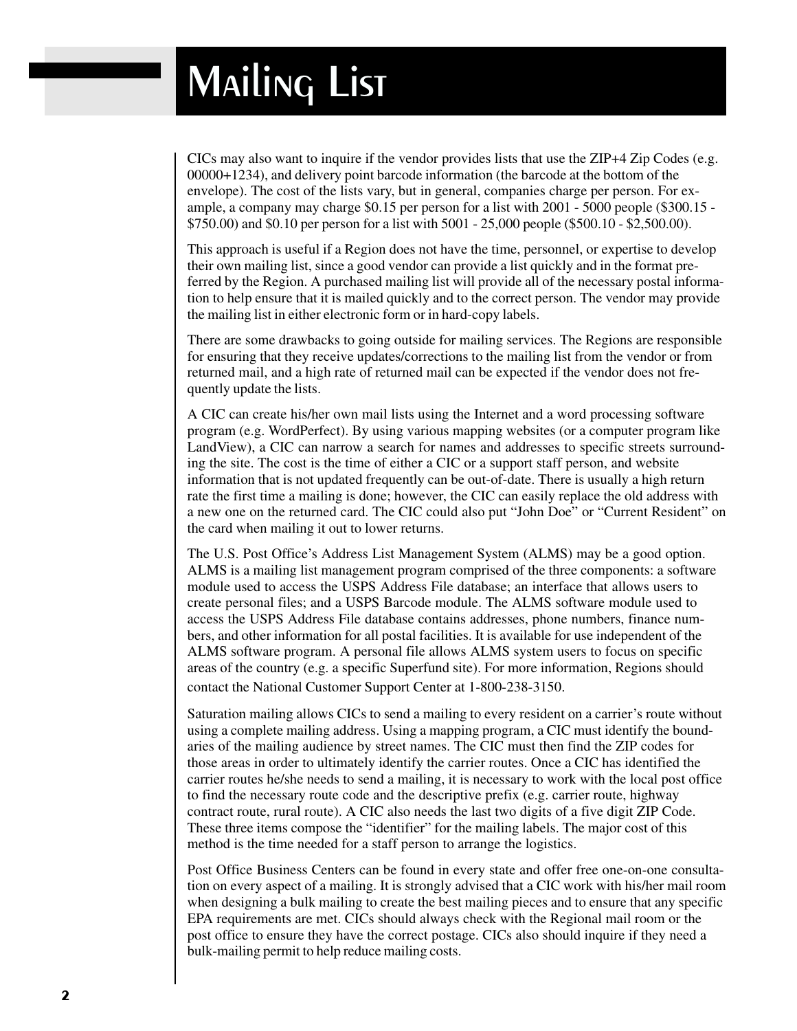# Mailing List

CICs may also want to inquire if the vendor provides lists that use the ZIP+4 Zip Codes (e.g. 00000+1234), and delivery point barcode information (the barcode at the bottom of the envelope). The cost of the lists vary, but in general, companies charge per person. For example, a company may charge $0.15 per person for a list with 2001 - 5000 people ($300.15 - $750.00) and $0.10 per person for a list with 5001 - 25,000 people ($500.10 - $2,500.00).

This approach is useful if a Region does not have the time, personnel, or expertise to develop their own mailing list, since a good vendor can provide a list quickly and in the format preferred by the Region. A purchased mailing list will provide all of the necessary postal information to help ensure that it is mailed quickly and to the correct person. The vendor may provide the mailing list in either electronic form or in hard-copy labels.

There are some drawbacks to going outside for mailing services. The Regions are responsible for ensuring that they receive updates/corrections to the mailing list from the vendor or from returned mail, and a high rate of returned mail can be expected if the vendor does not frequently update the lists.

A CIC can create his/her own mail lists using the Internet and a word processing software program (e.g. WordPerfect). By using various mapping websites (or a computer program like LandView), a CIC can narrow a search for names and addresses to specific streets surrounding the site. The cost is the time of either a CIC or a support staff person, and website information that is not updated frequently can be out-of-date. There is usually a high return rate the first time a mailing is done; however, the CIC can easily replace the old address with a new one on the returned card. The CIC could also put "John Doe" or "Current Resident" on the card when mailing it out to lower returns.

The U.S. Post Office's Address List Management System (ALMS) may be a good option. ALMS is a mailing list management program comprised of the three components: a software module used to access the USPS Address File database; an interface that allows users to create personal files; and a USPS Barcode module. The ALMS software module used to access the USPS Address File database contains addresses, phone numbers, finance numbers, and other information for all postal facilities. It is available for use independent of the ALMS software program. A personal file allows ALMS system users to focus on specific areas of the country (e.g. a specific Superfund site). For more information, Regions should contact the National Customer Support Center at 1-800-238-3150.

Saturation mailing allows CICs to send a mailing to every resident on a carrier's route without using a complete mailing address. Using a mapping program, a CIC must identify the boundaries of the mailing audience by street names. The CIC must then find the ZIP codes for those areas in order to ultimately identify the carrier routes. Once a CIC has identified the carrier routes he/she needs to send a mailing, it is necessary to work with the local post office to find the necessary route code and the descriptive prefix (e.g. carrier route, highway contract route, rural route). A CIC also needs the last two digits of a five digit ZIP Code. These three items compose the "identifier" for the mailing labels. The major cost of this method is the time needed for a staff person to arrange the logistics.

Post Office Business Centers can be found in every state and offer free one-on-one consultation on every aspect of a mailing. It is strongly advised that a CIC work with his/her mail room when designing a bulk mailing to create the best mailing pieces and to ensure that any specific EPA requirements are met. CICs should always check with the Regional mail room or the post office to ensure they have the correct postage. CICs also should inquire if they need a bulk-mailing permit to help reduce mailing costs.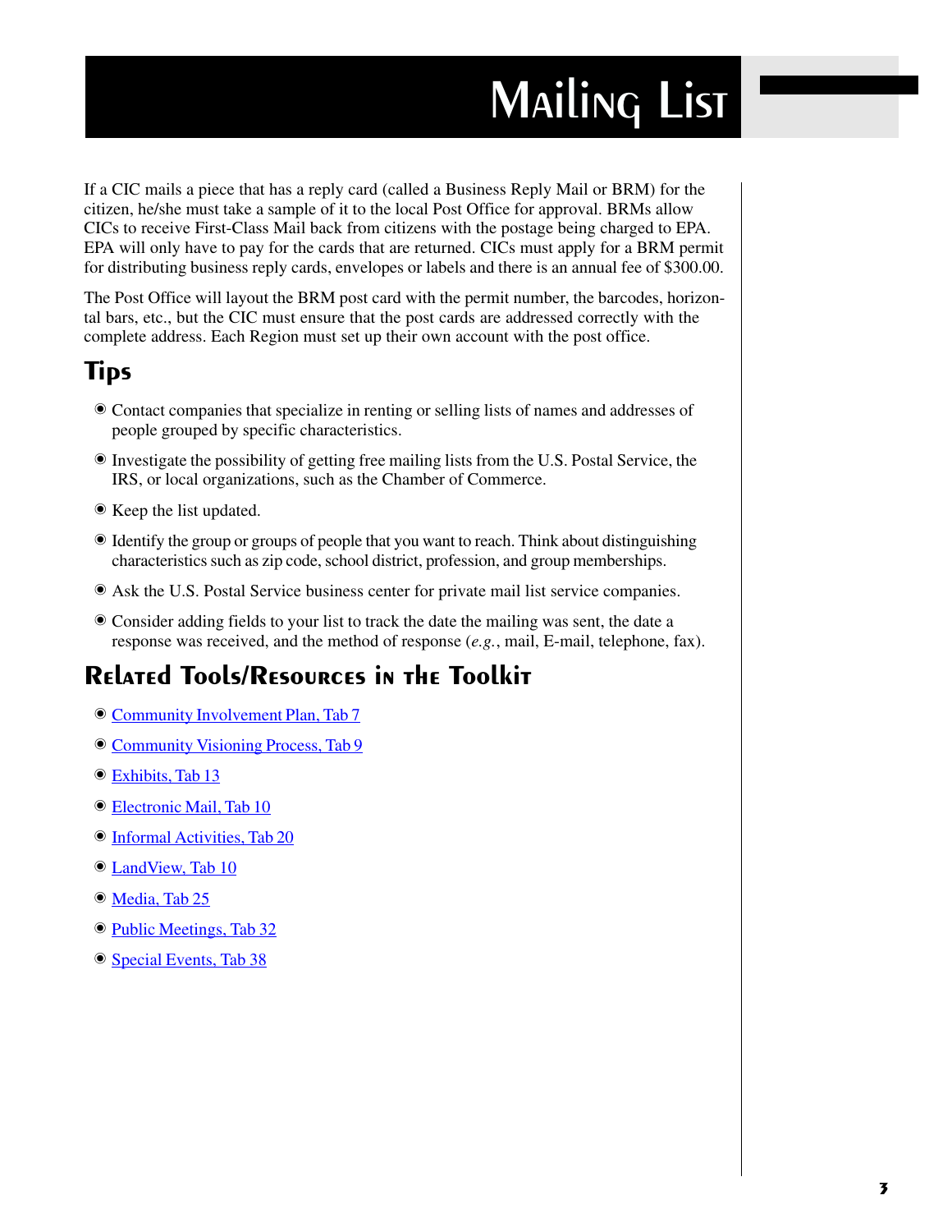# Mailing List

If a CIC mails a piece that has a reply card (called a Business Reply Mail or BRM) for the citizen, he/she must take a sample of it to the local Post Office for approval. BRMs allow CICs to receive First-Class Mail back from citizens with the postage being charged to EPA. EPA will only have to pay for the cards that are returned. CICs must apply for a BRM permit for distributing business reply cards, envelopes or labels and there is an annual fee of $300.00.

The Post Office will layout the BRM post card with the permit number, the barcodes, horizontal bars, etc., but the CIC must ensure that the post cards are addressed correctly with the complete address. Each Region must set up their own account with the post office.

## Tips

- Contact companies that specialize in renting or selling lists of names and addresses of people grouped by specific characteristics.
- Investigate the possibility of getting free mailing lists from the U.S. Postal Service, the IRS, or local organizations, such as the Chamber of Commerce.
- Keep the list updated.
- Identify the group or groups of people that you want to reach. Think about distinguishing characteristics such as zip code, school district, profession, and group memberships.
- Ask the U.S. Postal Service business center for private mail list service companies.
- Consider adding fields to your list to track the date the mailing was sent, the date a response was received, and the method of response (*e.g.*, mail, E-mail, telephone, fax).

## Related Tools/Resources in the Toolkit

- Community Involvement Plan, Tab 7
- Community Visioning Process, Tab 9
- Exhibits, Tab 13
- Electronic Mail, Tab 10
- Informal Activities, Tab 20
- LandView, Tab 10
- Media, Tab 25
- Public Meetings, Tab 32
- Special Events, Tab 38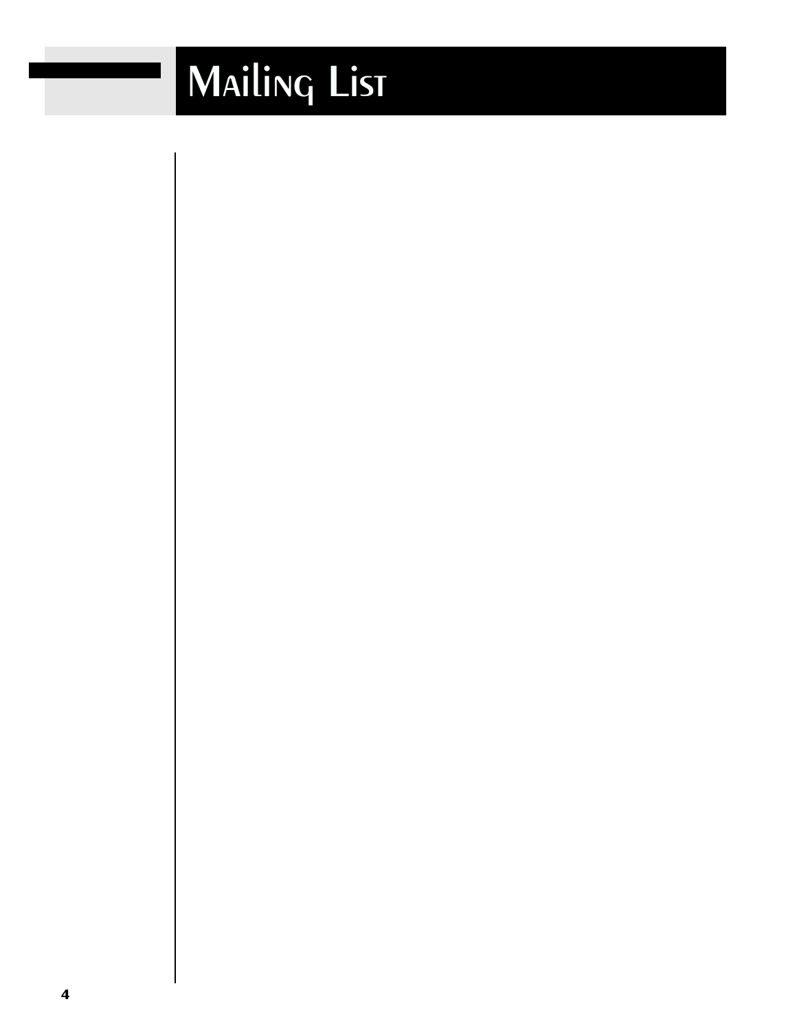# Mailing List